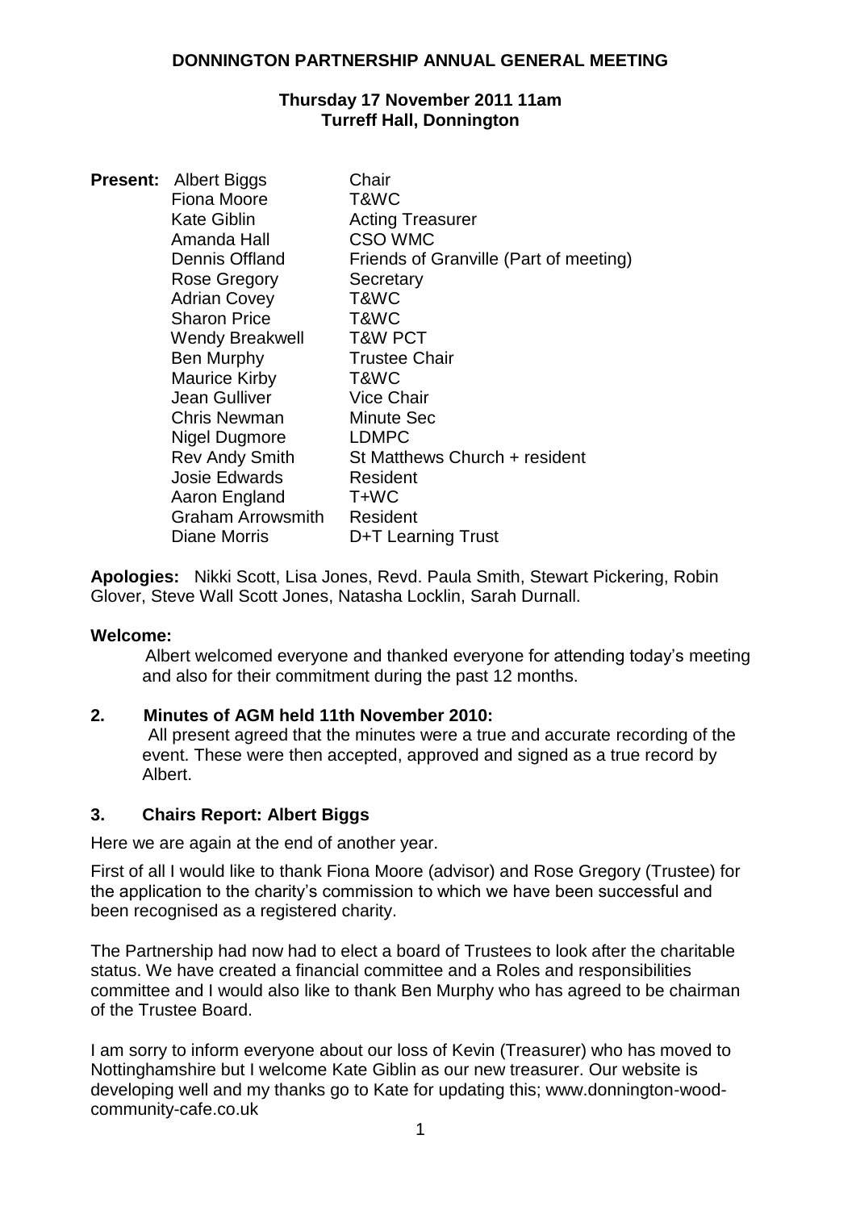# DONNINGTON PARTNERSHIP ANNUAL GENERAL MEETING

**Thursday 17 November 2011 11am**
**Turreff Hall, Donnington**

**Present:**

| | |
|---|---|
| Albert Biggs | Chair |
| Fiona Moore | T&WC |
| Kate Giblin | Acting Treasurer |
| Amanda Hall | CSO WMC |
| Dennis Offland | Friends of Granville (Part of meeting) |
| Rose Gregory | Secretary |
| Adrian Covey | T&WC |
| Sharon Price | T&WC |
| Wendy Breakwell | T&W PCT |
| Ben Murphy | Trustee Chair |
| Maurice Kirby | T&WC |
| Jean Gulliver | Vice Chair |
| Chris Newman | Minute Sec |
| Nigel Dugmore | LDMPC |
| Rev Andy Smith | St Matthews Church + resident |
| Josie Edwards | Resident |
| Aaron England | T+WC |
| Graham Arrowsmith | Resident |
| Diane Morris | D+T Learning Trust |

**Apologies:** Nikki Scott, Lisa Jones, Revd. Paula Smith, Stewart Pickering, Robin Glover, Steve Wall Scott Jones, Natasha Locklin, Sarah Durnall.

**Welcome:**

Albert welcomed everyone and thanked everyone for attending today's meeting and also for their commitment during the past 12 months.

**2. Minutes of AGM held 11th November 2010:**

All present agreed that the minutes were a true and accurate recording of the event. These were then accepted, approved and signed as a true record by Albert.

**3. Chairs Report: Albert Biggs**

Here we are again at the end of another year.

First of all I would like to thank Fiona Moore (advisor) and Rose Gregory (Trustee) for the application to the charity's commission to which we have been successful and been recognised as a registered charity.

The Partnership had now had to elect a board of Trustees to look after the charitable status. We have created a financial committee and a Roles and responsibilities committee and I would also like to thank Ben Murphy who has agreed to be chairman of the Trustee Board.

I am sorry to inform everyone about our loss of Kevin (Treasurer) who has moved to Nottinghamshire but I welcome Kate Giblin as our new treasurer. Our website is developing well and my thanks go to Kate for updating this; www.donnington-wood-community-cafe.co.uk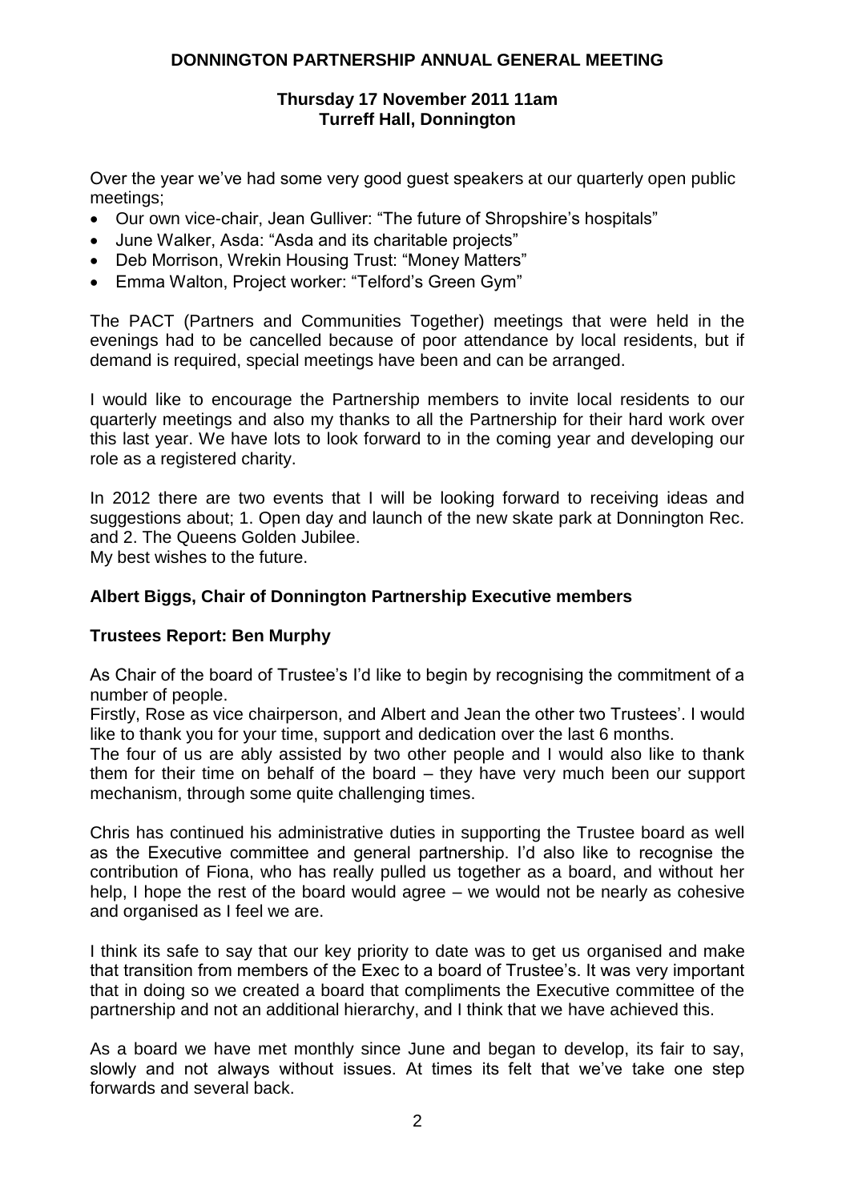# DONNINGTON PARTNERSHIP ANNUAL GENERAL MEETING

**Thursday 17 November 2011 11am**
**Turreff Hall, Donnington**

Over the year we've had some very good guest speakers at our quarterly open public meetings;

- Our own vice-chair, Jean Gulliver: "The future of Shropshire's hospitals"
- June Walker, Asda: "Asda and its charitable projects"
- Deb Morrison, Wrekin Housing Trust: "Money Matters"
- Emma Walton, Project worker: "Telford's Green Gym"

The PACT (Partners and Communities Together) meetings that were held in the evenings had to be cancelled because of poor attendance by local residents, but if demand is required, special meetings have been and can be arranged.

I would like to encourage the Partnership members to invite local residents to our quarterly meetings and also my thanks to all the Partnership for their hard work over this last year. We have lots to look forward to in the coming year and developing our role as a registered charity.

In 2012 there are two events that I will be looking forward to receiving ideas and suggestions about; 1. Open day and launch of the new skate park at Donnington Rec. and 2. The Queens Golden Jubilee.
My best wishes to the future.

**Albert Biggs, Chair of Donnington Partnership Executive members**

**Trustees Report: Ben Murphy**

As Chair of the board of Trustee's I'd like to begin by recognising the commitment of a number of people.
Firstly, Rose as vice chairperson, and Albert and Jean the other two Trustees'. I would like to thank you for your time, support and dedication over the last 6 months.
The four of us are ably assisted by two other people and I would also like to thank them for their time on behalf of the board – they have very much been our support mechanism, through some quite challenging times.

Chris has continued his administrative duties in supporting the Trustee board as well as the Executive committee and general partnership. I'd also like to recognise the contribution of Fiona, who has really pulled us together as a board, and without her help, I hope the rest of the board would agree – we would not be nearly as cohesive and organised as I feel we are.

I think its safe to say that our key priority to date was to get us organised and make that transition from members of the Exec to a board of Trustee's. It was very important that in doing so we created a board that compliments the Executive committee of the partnership and not an additional hierarchy, and I think that we have achieved this.

As a board we have met monthly since June and began to develop, its fair to say, slowly and not always without issues. At times its felt that we've take one step forwards and several back.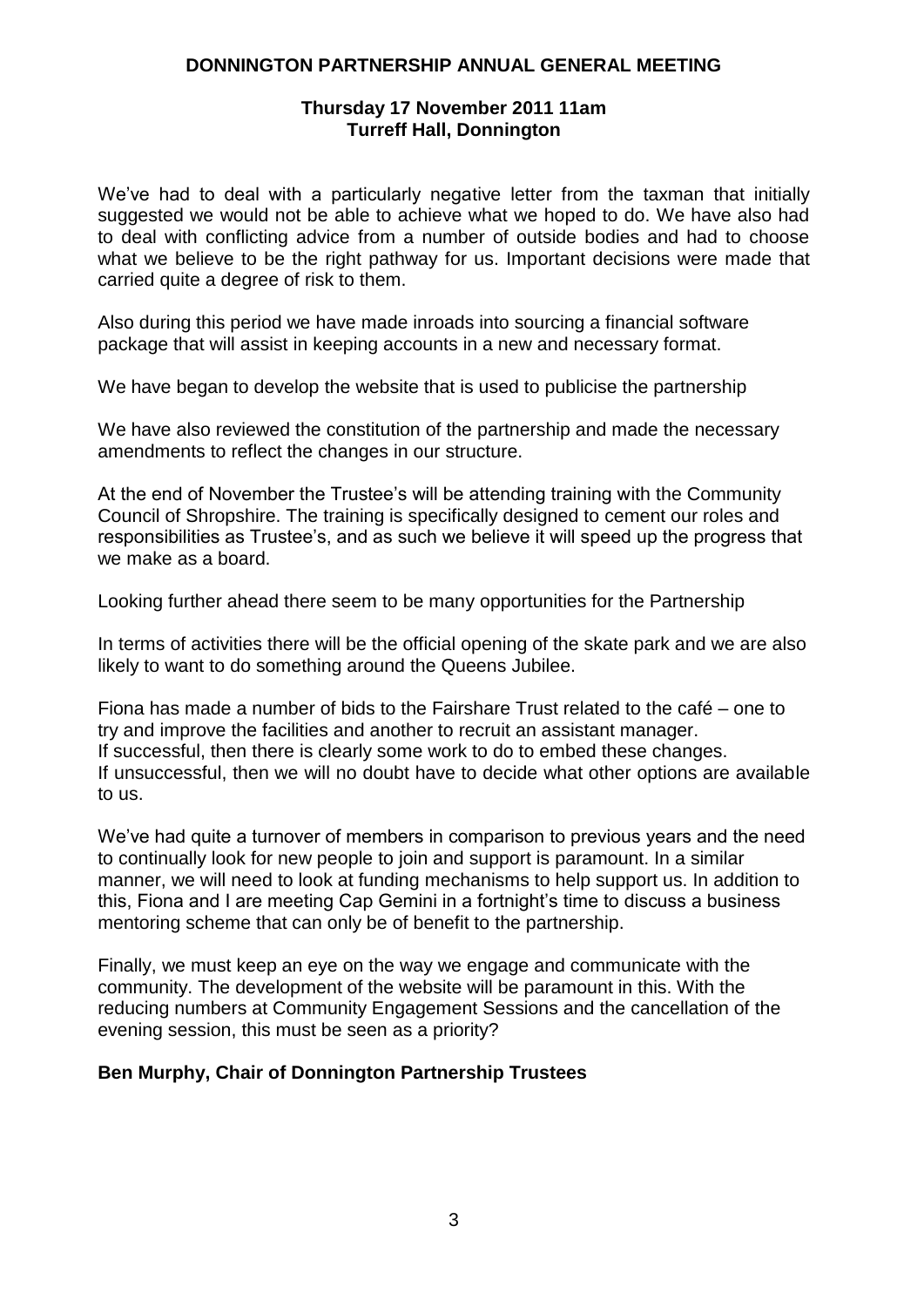**DONNINGTON PARTNERSHIP ANNUAL GENERAL MEETING**

**Thursday 17 November 2011 11am**
**Turreff Hall, Donnington**

We've had to deal with a particularly negative letter from the taxman that initially suggested we would not be able to achieve what we hoped to do. We have also had to deal with conflicting advice from a number of outside bodies and had to choose what we believe to be the right pathway for us. Important decisions were made that carried quite a degree of risk to them.

Also during this period we have made inroads into sourcing a financial software package that will assist in keeping accounts in a new and necessary format.

We have began to develop the website that is used to publicise the partnership

We have also reviewed the constitution of the partnership and made the necessary amendments to reflect the changes in our structure.

At the end of November the Trustee's will be attending training with the Community Council of Shropshire. The training is specifically designed to cement our roles and responsibilities as Trustee's, and as such we believe it will speed up the progress that we make as a board.

Looking further ahead there seem to be many opportunities for the Partnership

In terms of activities there will be the official opening of the skate park and we are also likely to want to do something around the Queens Jubilee.

Fiona has made a number of bids to the Fairshare Trust related to the café – one to try and improve the facilities and another to recruit an assistant manager.
If successful, then there is clearly some work to do to embed these changes.
If unsuccessful, then we will no doubt have to decide what other options are available to us.

We've had quite a turnover of members in comparison to previous years and the need to continually look for new people to join and support is paramount. In a similar manner, we will need to look at funding mechanisms to help support us. In addition to this, Fiona and I are meeting Cap Gemini in a fortnight's time to discuss a business mentoring scheme that can only be of benefit to the partnership.

Finally, we must keep an eye on the way we engage and communicate with the community. The development of the website will be paramount in this. With the reducing numbers at Community Engagement Sessions and the cancellation of the evening session, this must be seen as a priority?

**Ben Murphy, Chair of Donnington Partnership Trustees**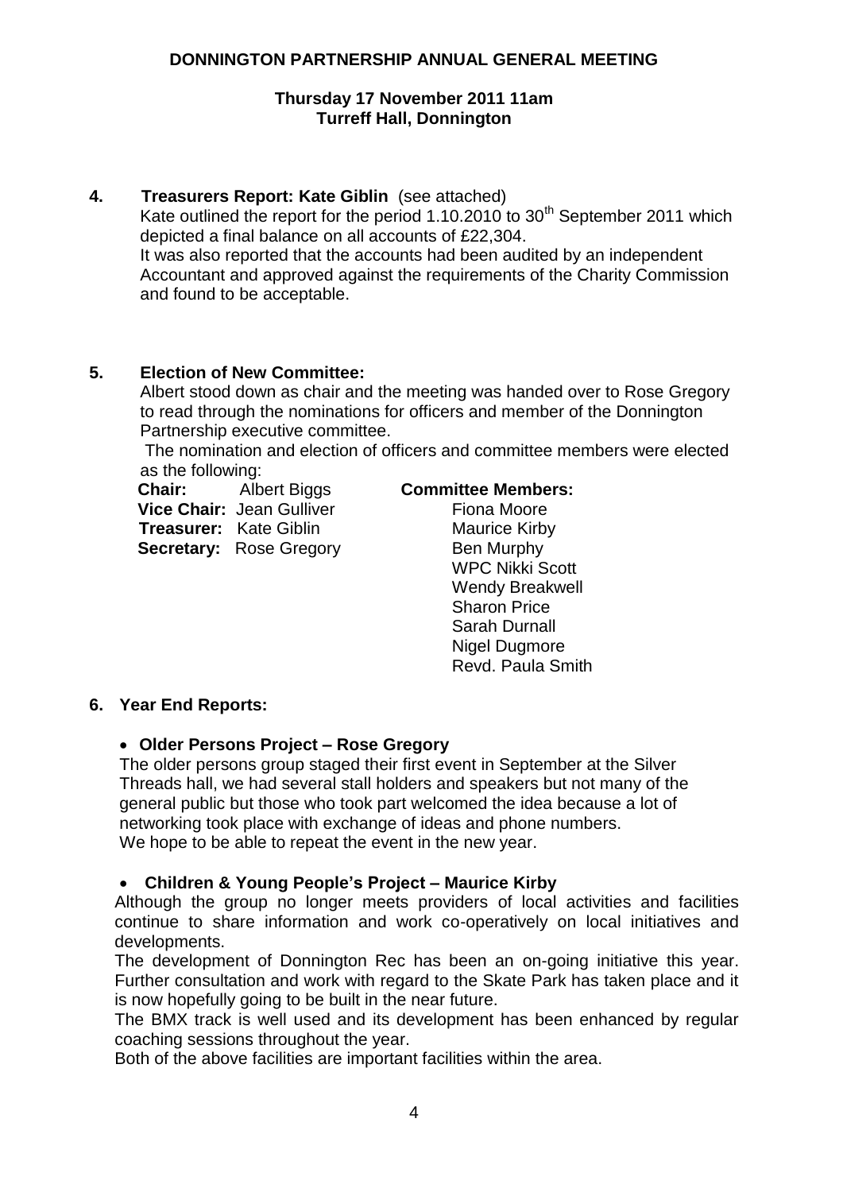# DONNINGTON PARTNERSHIP ANNUAL GENERAL MEETING

**Thursday 17 November 2011 11am**
**Turreff Hall, Donnington**

**4. Treasurers Report: Kate Giblin** (see attached)

Kate outlined the report for the period 1.10.2010 to 30th September 2011 which depicted a final balance on all accounts of £22,304.

It was also reported that the accounts had been audited by an independent Accountant and approved against the requirements of the Charity Commission and found to be acceptable.

**5. Election of New Committee:**

Albert stood down as chair and the meeting was handed over to Rose Gregory to read through the nominations for officers and member of the Donnington Partnership executive committee.

The nomination and election of officers and committee members were elected as the following:

**Chair:** Albert Biggs
**Vice Chair:** Jean Gulliver
**Treasurer:** Kate Giblin
**Secretary:** Rose Gregory

**Committee Members:**
Fiona Moore
Maurice Kirby
Ben Murphy
WPC Nikki Scott
Wendy Breakwell
Sharon Price
Sarah Durnall
Nigel Dugmore
Revd. Paula Smith

**6. Year End Reports:**

- **Older Persons Project – Rose Gregory**

The older persons group staged their first event in September at the Silver Threads hall, we had several stall holders and speakers but not many of the general public but those who took part welcomed the idea because a lot of networking took place with exchange of ideas and phone numbers.
We hope to be able to repeat the event in the new year.

- **Children & Young People's Project – Maurice Kirby**

Although the group no longer meets providers of local activities and facilities continue to share information and work co-operatively on local initiatives and developments.

The development of Donnington Rec has been an on-going initiative this year. Further consultation and work with regard to the Skate Park has taken place and it is now hopefully going to be built in the near future.

The BMX track is well used and its development has been enhanced by regular coaching sessions throughout the year.

Both of the above facilities are important facilities within the area.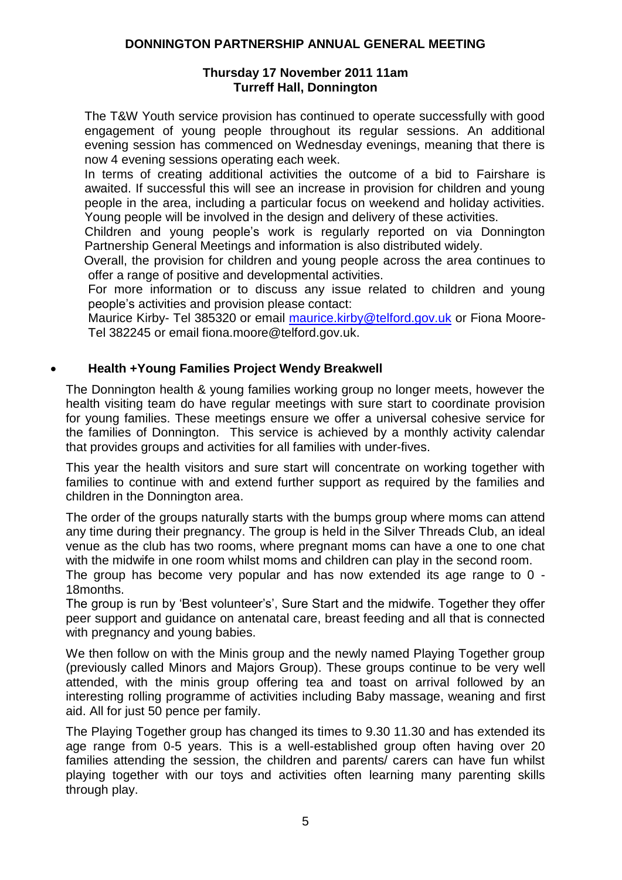**DONNINGTON PARTNERSHIP ANNUAL GENERAL MEETING**

**Thursday 17 November 2011 11am**
**Turreff Hall, Donnington**

The T&W Youth service provision has continued to operate successfully with good engagement of young people throughout its regular sessions. An additional evening session has commenced on Wednesday evenings, meaning that there is now 4 evening sessions operating each week.

In terms of creating additional activities the outcome of a bid to Fairshare is awaited. If successful this will see an increase in provision for children and young people in the area, including a particular focus on weekend and holiday activities. Young people will be involved in the design and delivery of these activities.

Children and young people's work is regularly reported on via Donnington Partnership General Meetings and information is also distributed widely.

Overall, the provision for children and young people across the area continues to offer a range of positive and developmental activities.

For more information or to discuss any issue related to children and young people's activities and provision please contact:

Maurice Kirby- Tel 385320 or email maurice.kirby@telford.gov.uk or Fiona Moore- Tel 382245 or email fiona.moore@telford.gov.uk.

- **Health +Young Families Project Wendy Breakwell**

The Donnington health & young families working group no longer meets, however the health visiting team do have regular meetings with sure start to coordinate provision for young families. These meetings ensure we offer a universal cohesive service for the families of Donnington. This service is achieved by a monthly activity calendar that provides groups and activities for all families with under-fives.

This year the health visitors and sure start will concentrate on working together with families to continue with and extend further support as required by the families and children in the Donnington area.

The order of the groups naturally starts with the bumps group where moms can attend any time during their pregnancy. The group is held in the Silver Threads Club, an ideal venue as the club has two rooms, where pregnant moms can have a one to one chat with the midwife in one room whilst moms and children can play in the second room.

The group has become very popular and has now extended its age range to 0 - 18months.

The group is run by 'Best volunteer's', Sure Start and the midwife. Together they offer peer support and guidance on antenatal care, breast feeding and all that is connected with pregnancy and young babies.

We then follow on with the Minis group and the newly named Playing Together group (previously called Minors and Majors Group). These groups continue to be very well attended, with the minis group offering tea and toast on arrival followed by an interesting rolling programme of activities including Baby massage, weaning and first aid. All for just 50 pence per family.

The Playing Together group has changed its times to 9.30 11.30 and has extended its age range from 0-5 years. This is a well-established group often having over 20 families attending the session, the children and parents/ carers can have fun whilst playing together with our toys and activities often learning many parenting skills through play.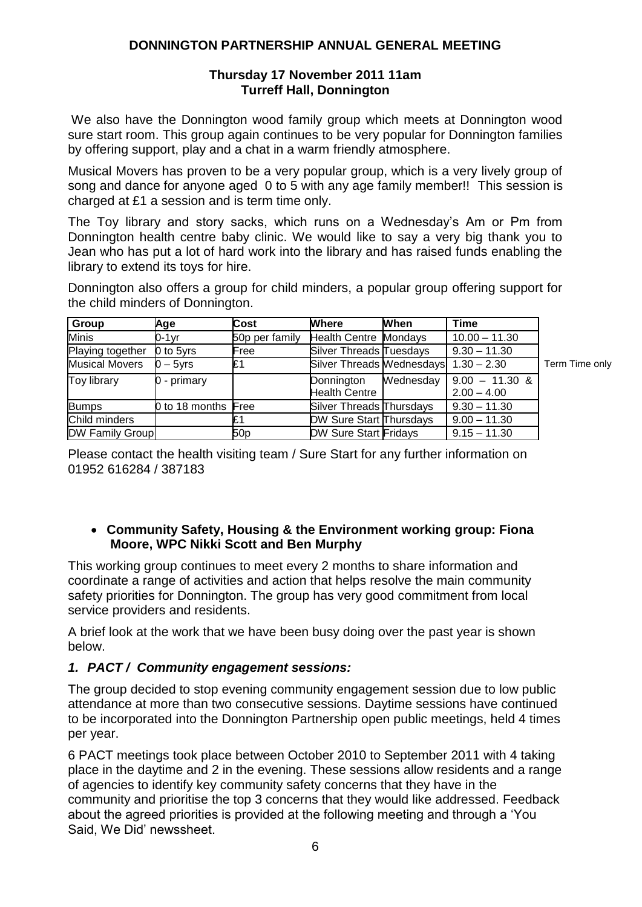**DONNINGTON PARTNERSHIP ANNUAL GENERAL MEETING**

**Thursday 17 November 2011 11am**
**Turreff Hall, Donnington**

We also have the Donnington wood family group which meets at Donnington wood sure start room. This group again continues to be very popular for Donnington families by offering support, play and a chat in a warm friendly atmosphere.

Musical Movers has proven to be a very popular group, which is a very lively group of song and dance for anyone aged 0 to 5 with any age family member!! This session is charged at £1 a session and is term time only.

The Toy library and story sacks, which runs on a Wednesday's Am or Pm from Donnington health centre baby clinic. We would like to say a very big thank you to Jean who has put a lot of hard work into the library and has raised funds enabling the library to extend its toys for hire.

Donnington also offers a group for child minders, a popular group offering support for the child minders of Donnington.

| Group | Age | Cost | Where | When | Time | |
|---|---|---|---|---|---|---|
| Minis | 0-1yr | 50p per family | Health Centre | Mondays | 10.00 – 11.30 | |
| Playing together | 0 to 5yrs | Free | Silver Threads | Tuesdays | 9.30 – 11.30 | |
| Musical Movers | 0 – 5yrs | £1 | Silver Threads | Wednesdays | 1.30 – 2.30 | Term Time only |
| Toy library | 0 - primary | | Donnington Health Centre | Wednesday | 9.00 – 11.30 & 2.00 – 4.00 | |
| Bumps | 0 to 18 months | Free | Silver Threads | Thursdays | 9.30 – 11.30 | |
| Child minders | | £1 | DW Sure Start | Thursdays | 9.00 – 11.30 | |
| DW Family Group | | 50p | DW Sure Start | Fridays | 9.15 – 11.30 | |

Please contact the health visiting team / Sure Start for any further information on 01952 616284 / 387183

- **Community Safety, Housing & the Environment working group: Fiona Moore, WPC Nikki Scott and Ben Murphy**

This working group continues to meet every 2 months to share information and coordinate a range of activities and action that helps resolve the main community safety priorities for Donnington. The group has very good commitment from local service providers and residents.

A brief look at the work that we have been busy doing over the past year is shown below.

### *1. PACT / Community engagement sessions:*

The group decided to stop evening community engagement session due to low public attendance at more than two consecutive sessions. Daytime sessions have continued to be incorporated into the Donnington Partnership open public meetings, held 4 times per year.

6 PACT meetings took place between October 2010 to September 2011 with 4 taking place in the daytime and 2 in the evening. These sessions allow residents and a range of agencies to identify key community safety concerns that they have in the community and prioritise the top 3 concerns that they would like addressed. Feedback about the agreed priorities is provided at the following meeting and through a 'You Said, We Did' newssheet.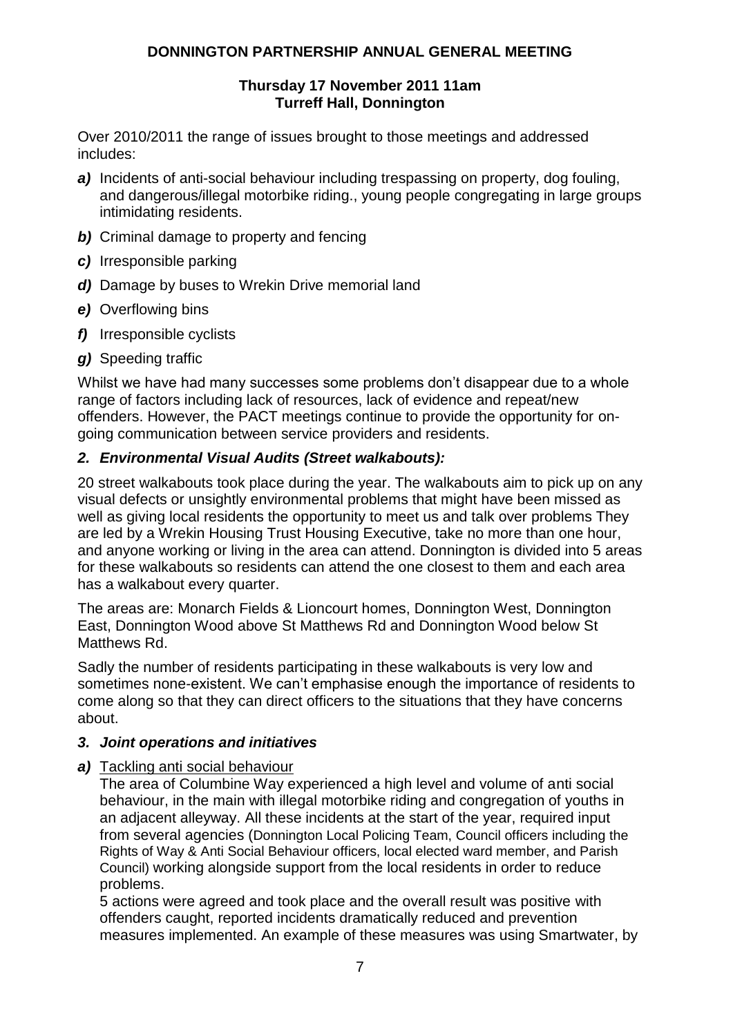**DONNINGTON PARTNERSHIP ANNUAL GENERAL MEETING**

**Thursday 17 November 2011 11am**
**Turreff Hall, Donnington**

Over 2010/2011 the range of issues brought to those meetings and addressed includes:

***a)*** Incidents of anti-social behaviour including trespassing on property, dog fouling, and dangerous/illegal motorbike riding., young people congregating in large groups intimidating residents.

***b)*** Criminal damage to property and fencing

***c)*** Irresponsible parking

***d)*** Damage by buses to Wrekin Drive memorial land

***e)*** Overflowing bins

***f)*** Irresponsible cyclists

***g)*** Speeding traffic

Whilst we have had many successes some problems don't disappear due to a whole range of factors including lack of resources, lack of evidence and repeat/new offenders. However, the PACT meetings continue to provide the opportunity for on-going communication between service providers and residents.

### *2. Environmental Visual Audits (Street walkabouts):*

20 street walkabouts took place during the year. The walkabouts aim to pick up on any visual defects or unsightly environmental problems that might have been missed as well as giving local residents the opportunity to meet us and talk over problems They are led by a Wrekin Housing Trust Housing Executive, take no more than one hour, and anyone working or living in the area can attend. Donnington is divided into 5 areas for these walkabouts so residents can attend the one closest to them and each area has a walkabout every quarter.

The areas are: Monarch Fields & Lioncourt homes, Donnington West, Donnington East, Donnington Wood above St Matthews Rd and Donnington Wood below St Matthews Rd.

Sadly the number of residents participating in these walkabouts is very low and sometimes none-existent. We can't emphasise enough the importance of residents to come along so that they can direct officers to the situations that they have concerns about.

### *3. Joint operations and initiatives*

***a)*** Tackling anti social behaviour

The area of Columbine Way experienced a high level and volume of anti social behaviour, in the main with illegal motorbike riding and congregation of youths in an adjacent alleyway. All these incidents at the start of the year, required input from several agencies (Donnington Local Policing Team, Council officers including the Rights of Way & Anti Social Behaviour officers, local elected ward member, and Parish Council) working alongside support from the local residents in order to reduce problems.

5 actions were agreed and took place and the overall result was positive with offenders caught, reported incidents dramatically reduced and prevention measures implemented. An example of these measures was using Smartwater, by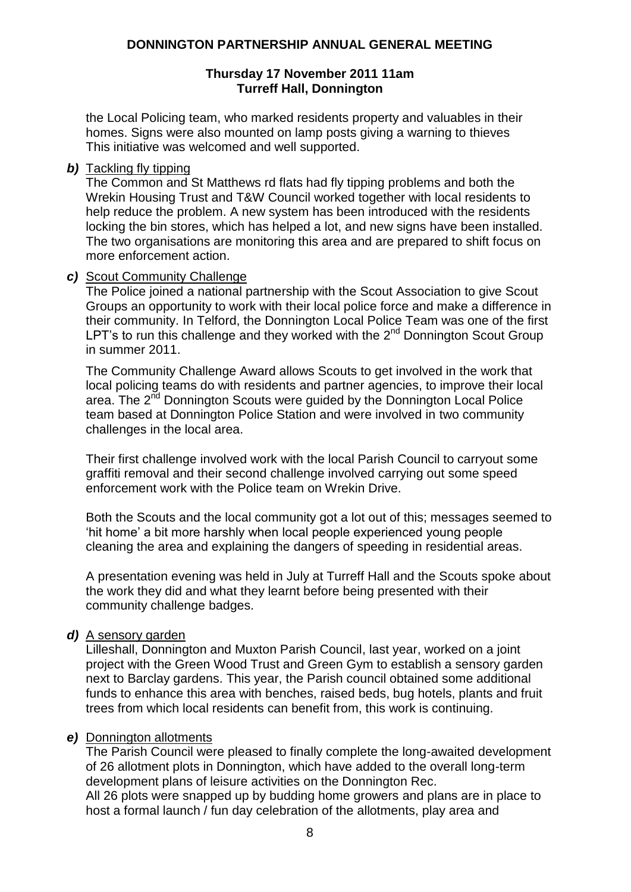the Local Policing team, who marked residents property and valuables in their homes. Signs were also mounted on lamp posts giving a warning to thieves This initiative was welcomed and well supported.

***b)*** Tackling fly tipping

The Common and St Matthews rd flats had fly tipping problems and both the Wrekin Housing Trust and T&W Council worked together with local residents to help reduce the problem. A new system has been introduced with the residents locking the bin stores, which has helped a lot, and new signs have been installed. The two organisations are monitoring this area and are prepared to shift focus on more enforcement action.

***c)*** Scout Community Challenge

The Police joined a national partnership with the Scout Association to give Scout Groups an opportunity to work with their local police force and make a difference in their community. In Telford, the Donnington Local Police Team was one of the first LPT's to run this challenge and they worked with the 2nd Donnington Scout Group in summer 2011.

The Community Challenge Award allows Scouts to get involved in the work that local policing teams do with residents and partner agencies, to improve their local area. The 2nd Donnington Scouts were guided by the Donnington Local Police team based at Donnington Police Station and were involved in two community challenges in the local area.

Their first challenge involved work with the local Parish Council to carryout some graffiti removal and their second challenge involved carrying out some speed enforcement work with the Police team on Wrekin Drive.

Both the Scouts and the local community got a lot out of this; messages seemed to 'hit home' a bit more harshly when local people experienced young people cleaning the area and explaining the dangers of speeding in residential areas.

A presentation evening was held in July at Turreff Hall and the Scouts spoke about the work they did and what they learnt before being presented with their community challenge badges.

***d)*** A sensory garden

Lilleshall, Donnington and Muxton Parish Council, last year, worked on a joint project with the Green Wood Trust and Green Gym to establish a sensory garden next to Barclay gardens. This year, the Parish council obtained some additional funds to enhance this area with benches, raised beds, bug hotels, plants and fruit trees from which local residents can benefit from, this work is continuing.

***e)*** Donnington allotments

The Parish Council were pleased to finally complete the long-awaited development of 26 allotment plots in Donnington, which have added to the overall long-term development plans of leisure activities on the Donnington Rec.
All 26 plots were snapped up by budding home growers and plans are in place to host a formal launch / fun day celebration of the allotments, play area and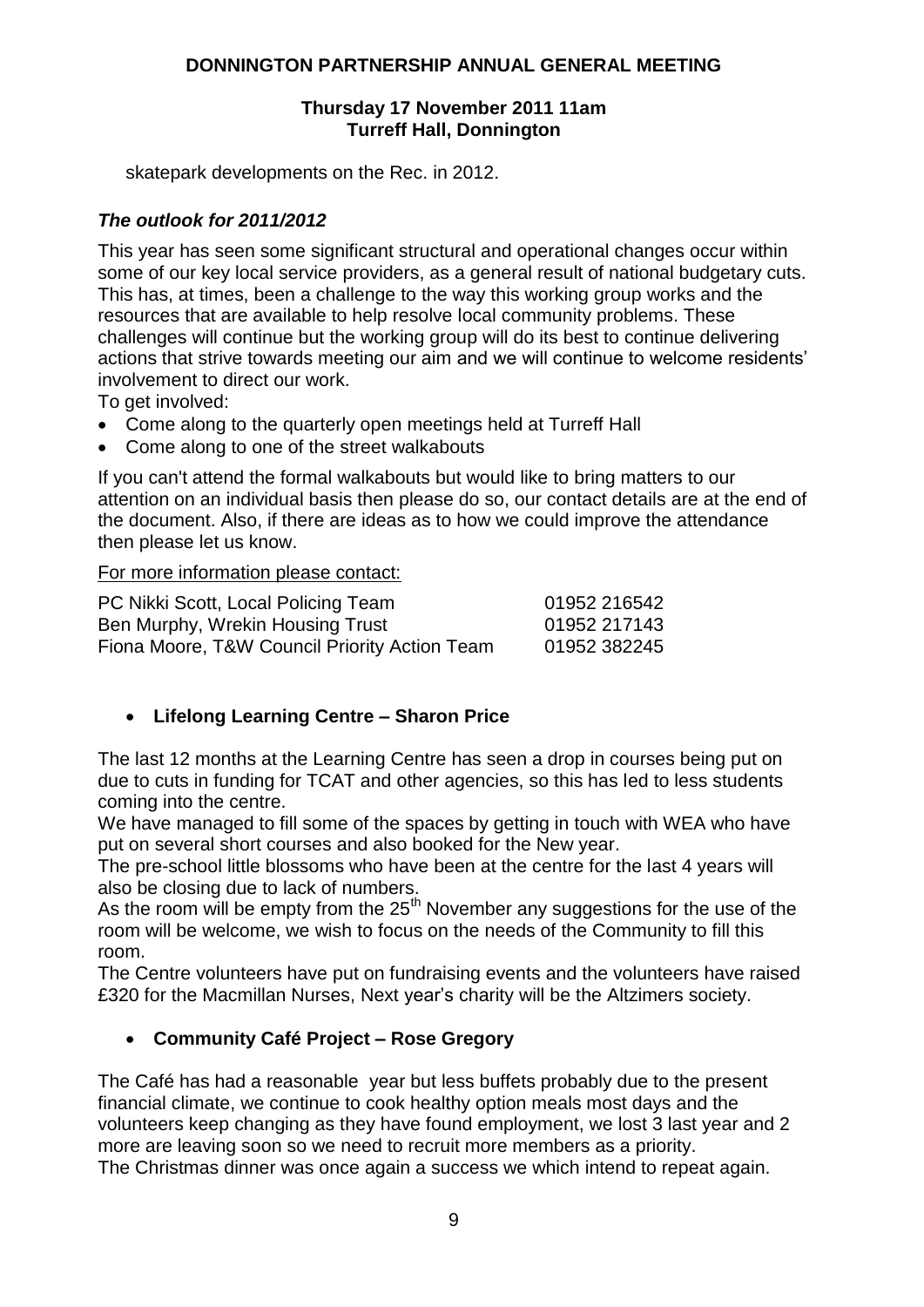skatepark developments on the Rec. in 2012.

### *The outlook for 2011/2012*

This year has seen some significant structural and operational changes occur within some of our key local service providers, as a general result of national budgetary cuts. This has, at times, been a challenge to the way this working group works and the resources that are available to help resolve local community problems. These challenges will continue but the working group will do its best to continue delivering actions that strive towards meeting our aim and we will continue to welcome residents' involvement to direct our work.

To get involved:

- Come along to the quarterly open meetings held at Turreff Hall
- Come along to one of the street walkabouts

If you can't attend the formal walkabouts but would like to bring matters to our attention on an individual basis then please do so, our contact details are at the end of the document. Also, if there are ideas as to how we could improve the attendance then please let us know.

For more information please contact:

| | |
|---|---|
| PC Nikki Scott, Local Policing Team | 01952 216542 |
| Ben Murphy, Wrekin Housing Trust | 01952 217143 |
| Fiona Moore, T&W Council Priority Action Team | 01952 382245 |

- **Lifelong Learning Centre – Sharon Price**

The last 12 months at the Learning Centre has seen a drop in courses being put on due to cuts in funding for TCAT and other agencies, so this has led to less students coming into the centre.

We have managed to fill some of the spaces by getting in touch with WEA who have put on several short courses and also booked for the New year.

The pre-school little blossoms who have been at the centre for the last 4 years will also be closing due to lack of numbers.

As the room will be empty from the 25th November any suggestions for the use of the room will be welcome, we wish to focus on the needs of the Community to fill this room.

The Centre volunteers have put on fundraising events and the volunteers have raised £320 for the Macmillan Nurses, Next year's charity will be the Altzimers society.

- **Community Café Project – Rose Gregory**

The Café has had a reasonable year but less buffets probably due to the present financial climate, we continue to cook healthy option meals most days and the volunteers keep changing as they have found employment, we lost 3 last year and 2 more are leaving soon so we need to recruit more members as a priority.

The Christmas dinner was once again a success we which intend to repeat again.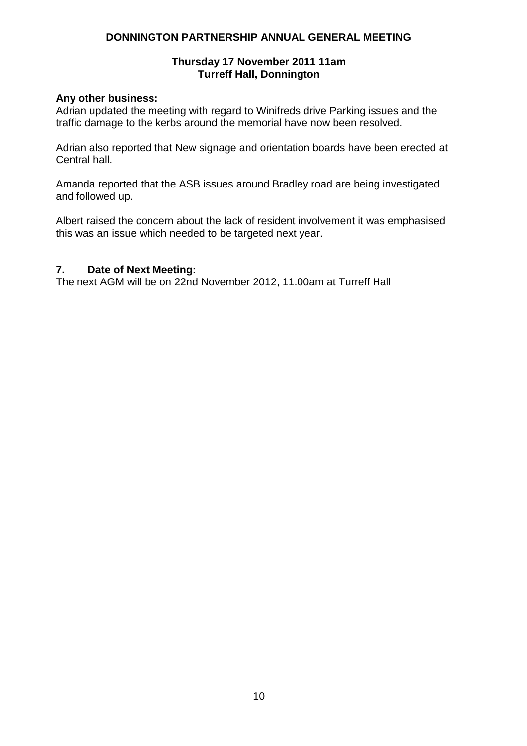**DONNINGTON PARTNERSHIP ANNUAL GENERAL MEETING**

**Thursday 17 November 2011 11am**
**Turreff Hall, Donnington**

**Any other business:**
Adrian updated the meeting with regard to Winifreds drive Parking issues and the traffic damage to the kerbs around the memorial have now been resolved.

Adrian also reported that New signage and orientation boards have been erected at Central hall.

Amanda reported that the ASB issues around Bradley road are being investigated and followed up.

Albert raised the concern about the lack of resident involvement it was emphasised this was an issue which needed to be targeted next year.

## 7. Date of Next Meeting:

The next AGM will be on 22nd November 2012, 11.00am at Turreff Hall